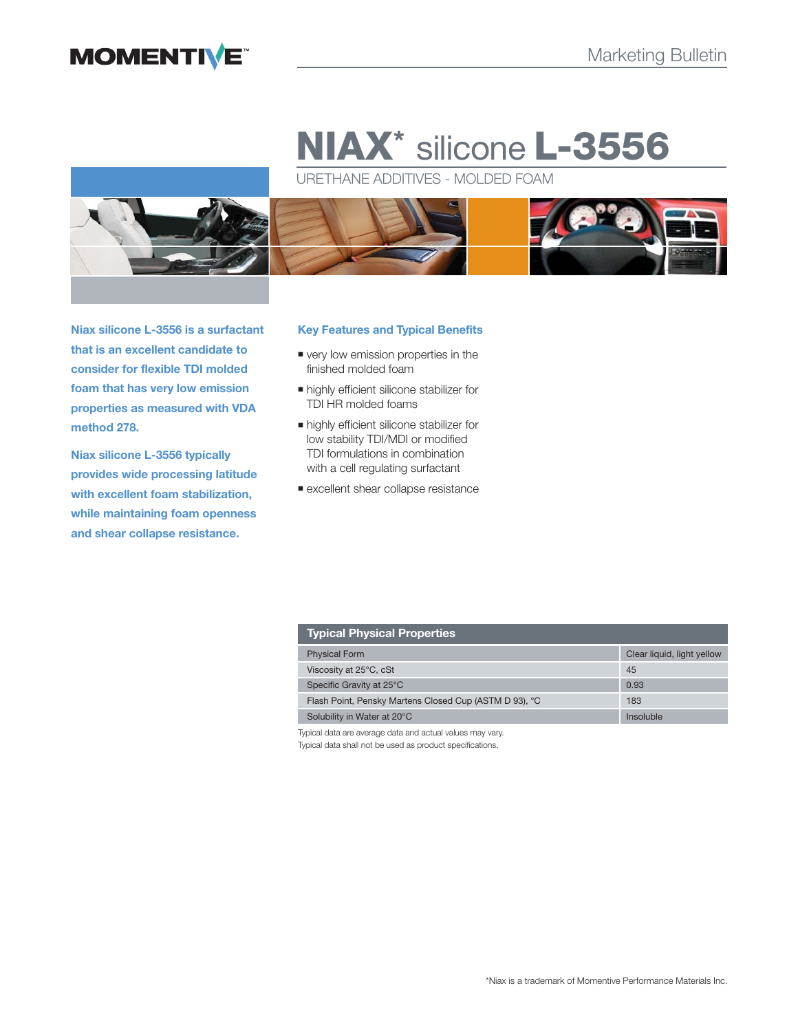Marketing Bulletin

# NIAX* silicone L-3556

URETHANE ADDITIVES - MOLDED FOAM

**Niax silicone L-3556 is a surfactant that is an excellent candidate to consider for flexible TDI molded foam that has very low emission properties as measured with VDA method 278.**

**Niax silicone L-3556 typically provides wide processing latitude with excellent foam stabilization, while maintaining foam openness and shear collapse resistance.**

## Key Features and Typical Benefits

- very low emission properties in the finished molded foam
- highly efficient silicone stabilizer for TDI HR molded foams
- highly efficient silicone stabilizer for low stability TDI/MDI or modified TDI formulations in combination with a cell regulating surfactant
- excellent shear collapse resistance

| Typical Physical Properties | |
|---|---|
| Physical Form | Clear liquid, light yellow |
| Viscosity at 25°C, cSt | 45 |
| Specific Gravity at 25°C | 0.93 |
| Flash Point, Pensky Martens Closed Cup (ASTM D 93), °C | 183 |
| Solubility in Water at 20°C | Insoluble |

Typical data are average data and actual values may vary.
Typical data shall not be used as product specifications.

*Niax is a trademark of Momentive Performance Materials Inc.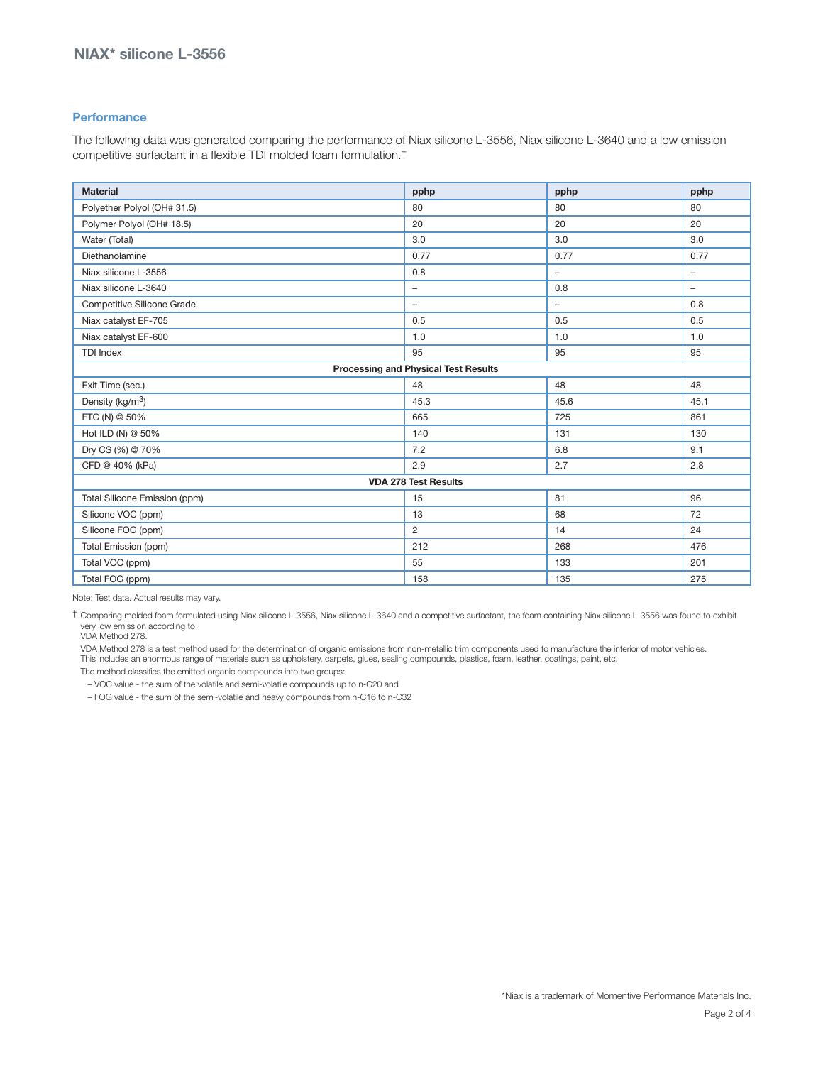## Performance

The following data was generated comparing the performance of Niax silicone L-3556, Niax silicone L-3640 and a low emission competitive surfactant in a flexible TDI molded foam formulation.†

| Material | pphp | pphp | pphp |
| --- | --- | --- | --- |
| Polyether Polyol (OH# 31.5) | 80 | 80 | 80 |
| Polymer Polyol (OH# 18.5) | 20 | 20 | 20 |
| Water (Total) | 3.0 | 3.0 | 3.0 |
| Diethanolamine | 0.77 | 0.77 | 0.77 |
| Niax silicone L-3556 | 0.8 | – | – |
| Niax silicone L-3640 | – | 0.8 | – |
| Competitive Silicone Grade | – | – | 0.8 |
| Niax catalyst EF-705 | 0.5 | 0.5 | 0.5 |
| Niax catalyst EF-600 | 1.0 | 1.0 | 1.0 |
| TDI Index | 95 | 95 | 95 |
| **Processing and Physical Test Results** | | | |
| Exit Time (sec.) | 48 | 48 | 48 |
| Density (kg/m$^3$) | 45.3 | 45.6 | 45.1 |
| FTC (N) @ 50% | 665 | 725 | 861 |
| Hot ILD (N) @ 50% | 140 | 131 | 130 |
| Dry CS (%) @ 70% | 7.2 | 6.8 | 9.1 |
| CFD @ 40% (kPa) | 2.9 | 2.7 | 2.8 |
| **VDA 278 Test Results** | | | |
| Total Silicone Emission (ppm) | 15 | 81 | 96 |
| Silicone VOC (ppm) | 13 | 68 | 72 |
| Silicone FOG (ppm) | 2 | 14 | 24 |
| Total Emission (ppm) | 212 | 268 | 476 |
| Total VOC (ppm) | 55 | 133 | 201 |
| Total FOG (ppm) | 158 | 135 | 275 |

Note: Test data. Actual results may vary.

† Comparing molded foam formulated using Niax silicone L-3556, Niax silicone L-3640 and a competitive surfactant, the foam containing Niax silicone L-3556 was found to exhibit very low emission according to VDA Method 278.

VDA Method 278 is a test method used for the determination of organic emissions from non-metallic trim components used to manufacture the interior of motor vehicles. This includes an enormous range of materials such as upholstery, carpets, glues, sealing compounds, plastics, foam, leather, coatings, paint, etc.

The method classifies the emitted organic compounds into two groups:

– VOC value - the sum of the volatile and semi-volatile compounds up to n-C20 and

– FOG value - the sum of the semi-volatile and heavy compounds from n-C16 to n-C32

*Niax is a trademark of Momentive Performance Materials Inc.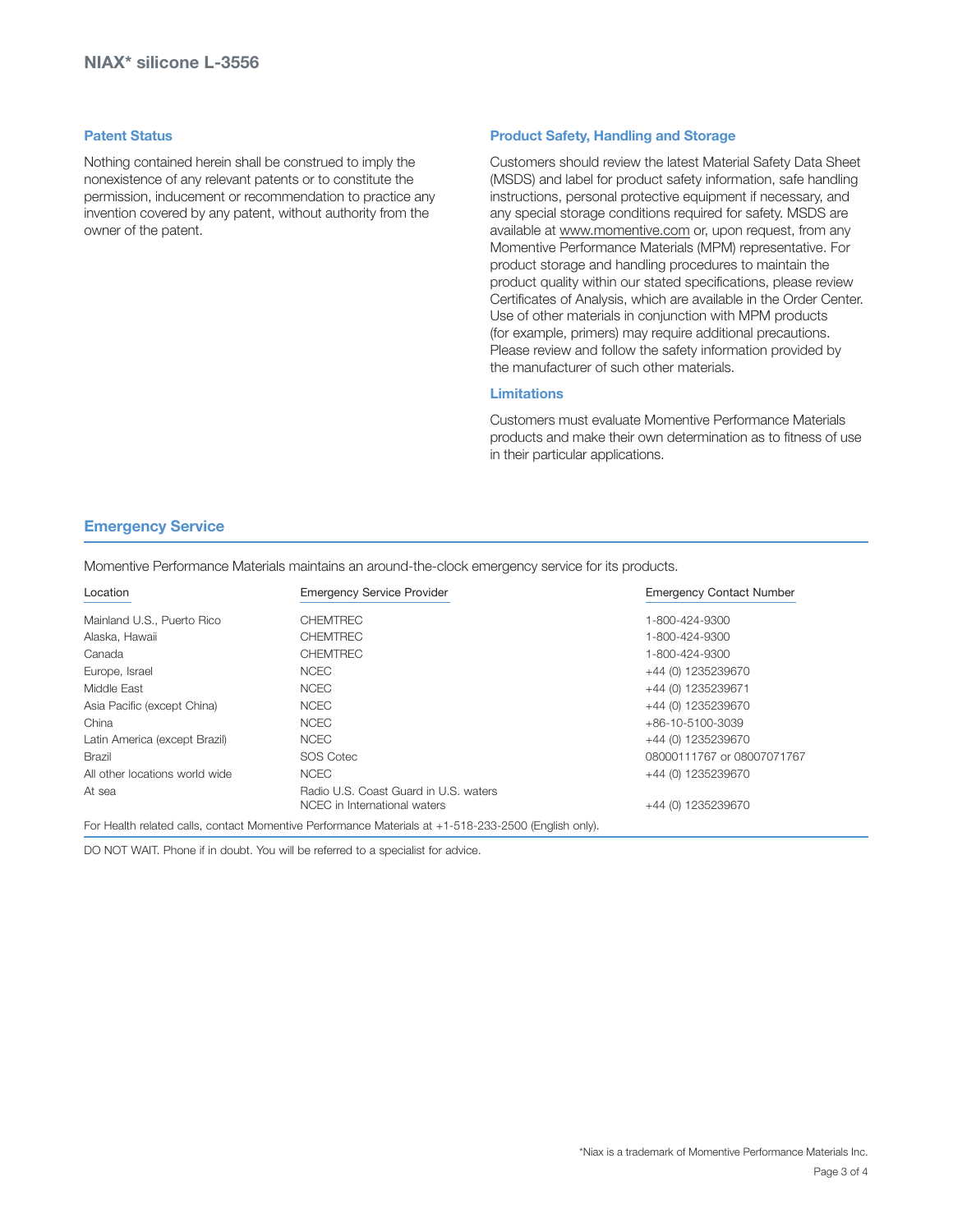## Patent Status

Nothing contained herein shall be construed to imply the nonexistence of any relevant patents or to constitute the permission, inducement or recommendation to practice any invention covered by any patent, without authority from the owner of the patent.

## Product Safety, Handling and Storage

Customers should review the latest Material Safety Data Sheet (MSDS) and label for product safety information, safe handling instructions, personal protective equipment if necessary, and any special storage conditions required for safety. MSDS are available at www.momentive.com or, upon request, from any Momentive Performance Materials (MPM) representative. For product storage and handling procedures to maintain the product quality within our stated specifications, please review Certificates of Analysis, which are available in the Order Center. Use of other materials in conjunction with MPM products (for example, primers) may require additional precautions. Please review and follow the safety information provided by the manufacturer of such other materials.

## Limitations

Customers must evaluate Momentive Performance Materials products and make their own determination as to fitness of use in their particular applications.

## Emergency Service

Momentive Performance Materials maintains an around-the-clock emergency service for its products.

| Location | Emergency Service Provider | Emergency Contact Number |
|---|---|---|
| Mainland U.S., Puerto Rico | CHEMTREC | 1-800-424-9300 |
| Alaska, Hawaii | CHEMTREC | 1-800-424-9300 |
| Canada | CHEMTREC | 1-800-424-9300 |
| Europe, Israel | NCEC | +44 (0) 1235239670 |
| Middle East | NCEC | +44 (0) 1235239671 |
| Asia Pacific (except China) | NCEC | +44 (0) 1235239670 |
| China | NCEC | +86-10-5100-3039 |
| Latin America (except Brazil) | NCEC | +44 (0) 1235239670 |
| Brazil | SOS Cotec | 08000111767 or 08007071767 |
| All other locations world wide | NCEC | +44 (0) 1235239670 |
| At sea | Radio U.S. Coast Guard in U.S. waters | |
| | NCEC in International waters | +44 (0) 1235239670 |

For Health related calls, contact Momentive Performance Materials at +1-518-233-2500 (English only).

DO NOT WAIT. Phone if in doubt. You will be referred to a specialist for advice.

*Niax is a trademark of Momentive Performance Materials Inc.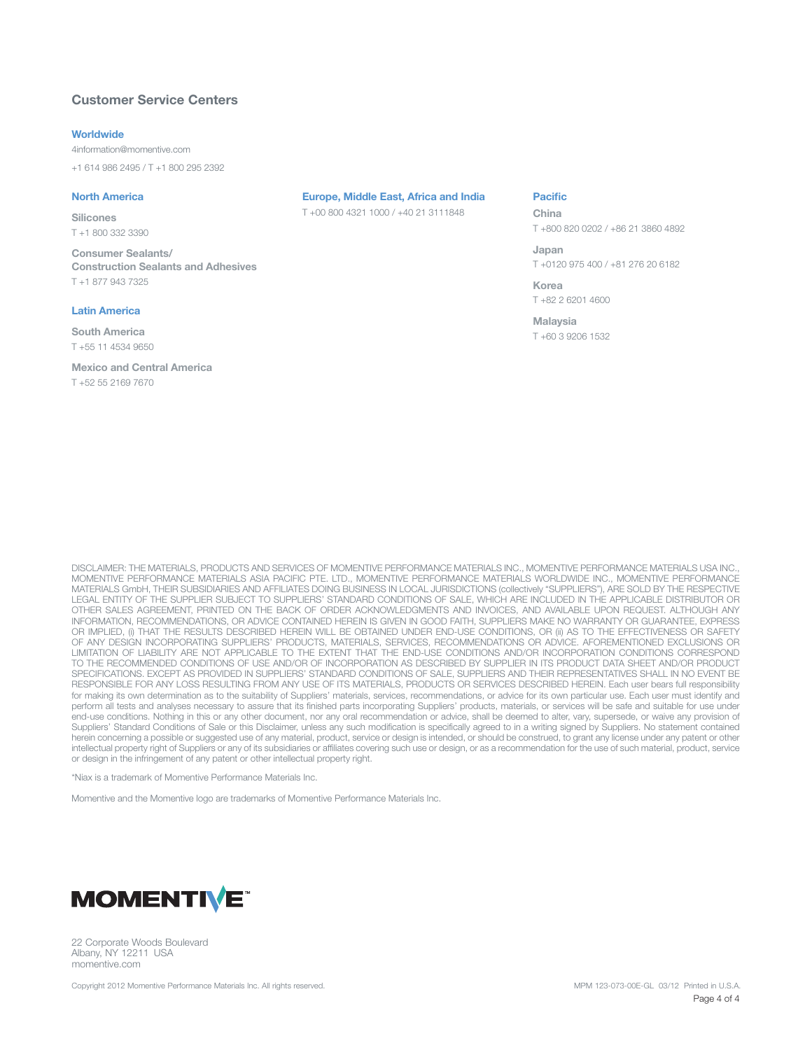## Customer Service Centers

### Worldwide

4information@momentive.com

+1 614 986 2495 / T +1 800 295 2392

### North America

**Silicones**
T +1 800 332 3390

**Consumer Sealants/
Construction Sealants and Adhesives**
T +1 877 943 7325

### Latin America

**South America**
T +55 11 4534 9650

**Mexico and Central America**
T +52 55 2169 7670

### Europe, Middle East, Africa and India

T +00 800 4321 1000 / +40 21 3111848

### Pacific

**China**
T +800 820 0202 / +86 21 3860 4892

**Japan**
T +0120 975 400 / +81 276 20 6182

**Korea**
T +82 2 6201 4600

**Malaysia**
T +60 3 9206 1532

DISCLAIMER: THE MATERIALS, PRODUCTS AND SERVICES OF MOMENTIVE PERFORMANCE MATERIALS INC., MOMENTIVE PERFORMANCE MATERIALS USA INC., MOMENTIVE PERFORMANCE MATERIALS ASIA PACIFIC PTE. LTD., MOMENTIVE PERFORMANCE MATERIALS WORLDWIDE INC., MOMENTIVE PERFORMANCE MATERIALS GmbH, THEIR SUBSIDIARIES AND AFFILIATES DOING BUSINESS IN LOCAL JURISDICTIONS (collectively "SUPPLIERS"), ARE SOLD BY THE RESPECTIVE LEGAL ENTITY OF THE SUPPLIER SUBJECT TO SUPPLIERS' STANDARD CONDITIONS OF SALE, WHICH ARE INCLUDED IN THE APPLICABLE DISTRIBUTOR OR OTHER SALES AGREEMENT, PRINTED ON THE BACK OF ORDER ACKNOWLEDGMENTS AND INVOICES, AND AVAILABLE UPON REQUEST. ALTHOUGH ANY INFORMATION, RECOMMENDATIONS, OR ADVICE CONTAINED HEREIN IS GIVEN IN GOOD FAITH, SUPPLIERS MAKE NO WARRANTY OR GUARANTEE, EXPRESS OR IMPLIED, (i) THAT THE RESULTS DESCRIBED HEREIN WILL BE OBTAINED UNDER END-USE CONDITIONS, OR (ii) AS TO THE EFFECTIVENESS OR SAFETY OF ANY DESIGN INCORPORATING SUPPLIERS' PRODUCTS, MATERIALS, SERVICES, RECOMMENDATIONS OR ADVICE. AFOREMENTIONED EXCLUSIONS OR LIMITATION OF LIABILITY ARE NOT APPLICABLE TO THE EXTENT THAT THE END-USE CONDITIONS AND/OR INCORPORATION CONDITIONS CORRESPOND TO THE RECOMMENDED CONDITIONS OF USE AND/OR OF INCORPORATION AS DESCRIBED BY SUPPLIER IN ITS PRODUCT DATA SHEET AND/OR PRODUCT SPECIFICATIONS. EXCEPT AS PROVIDED IN SUPPLIERS' STANDARD CONDITIONS OF SALE, SUPPLIERS AND THEIR REPRESENTATIVES SHALL IN NO EVENT BE RESPONSIBLE FOR ANY LOSS RESULTING FROM ANY USE OF ITS MATERIALS, PRODUCTS OR SERVICES DESCRIBED HEREIN. Each user bears full responsibility for making its own determination as to the suitability of Suppliers' materials, services, recommendations, or advice for its own particular use. Each user must identify and perform all tests and analyses necessary to assure that its finished parts incorporating Suppliers' products, materials, or services will be safe and suitable for use under end-use conditions. Nothing in this or any other document, nor any oral recommendation or advice, shall be deemed to alter, vary, supersede, or waive any provision of Suppliers' Standard Conditions of Sale or this Disclaimer, unless any such modification is specifically agreed to in a writing signed by Suppliers. No statement contained herein concerning a possible or suggested use of any material, product, service or design is intended, or should be construed, to grant any license under any patent or other intellectual property right of Suppliers or any of its subsidiaries or affiliates covering such use or design, or as a recommendation for the use of such material, product, service or design in the infringement of any patent or other intellectual property right.

*Niax is a trademark of Momentive Performance Materials Inc.

Momentive and the Momentive logo are trademarks of Momentive Performance Materials Inc.

MOMENTIVE™

22 Corporate Woods Boulevard
Albany, NY 12211 USA
momentive.com

Copyright 2012 Momentive Performance Materials Inc. All rights reserved.

MPM 123-073-00E-GL 03/12 Printed in U.S.A.